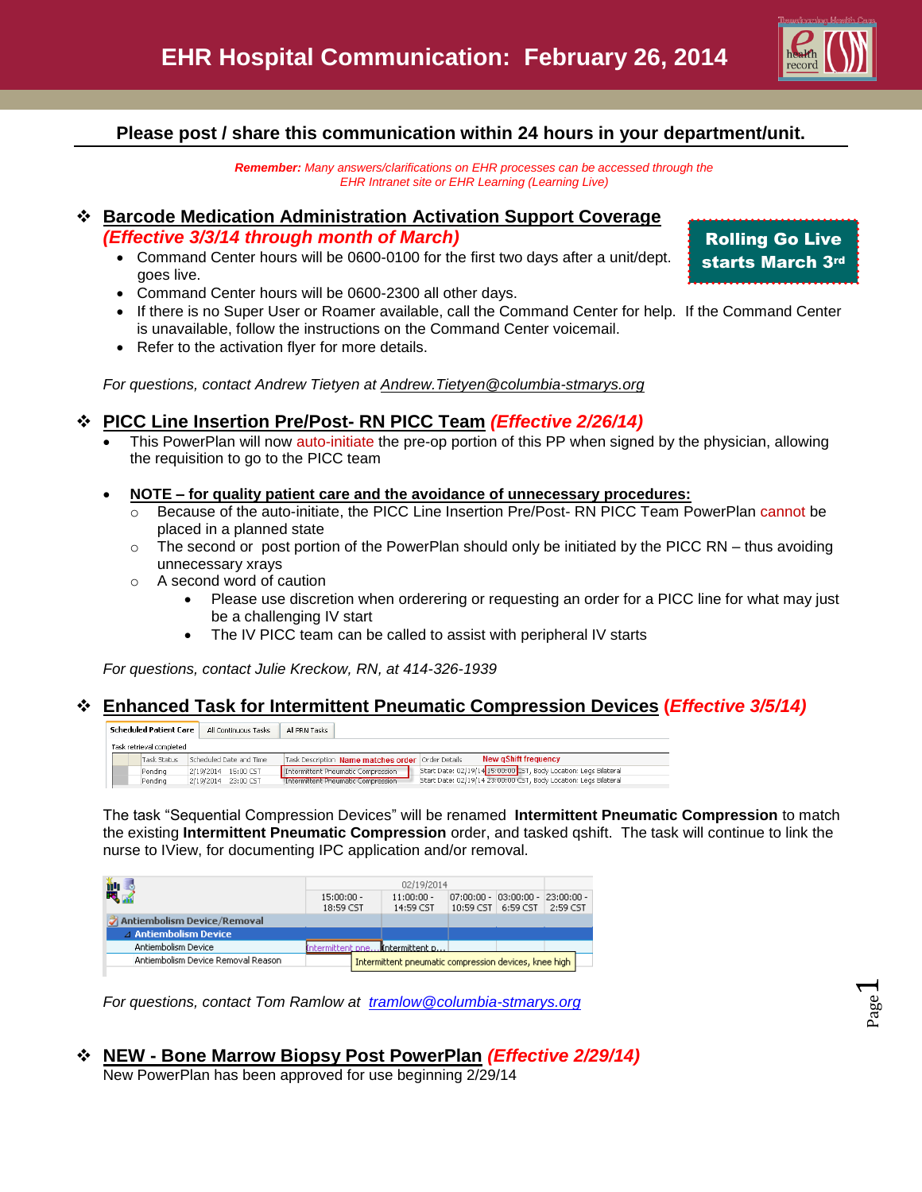# EHR Hospital Communication: February 26, 2014

**Please post / share this communication within 24 hours in your department/unit.**

***Remember:** Many answers/clarifications on EHR processes can be accessed through the EHR Intranet site or EHR Learning (Learning Live)*

**Rolling Go Live starts March 3rd**

## ❖ Barcode Medication Administration Activation Support Coverage *(Effective 3/3/14 through month of March)*

- Command Center hours will be 0600-0100 for the first two days after a unit/dept. goes live.
- Command Center hours will be 0600-2300 all other days.
- If there is no Super User or Roamer available, call the Command Center for help. If the Command Center is unavailable, follow the instructions on the Command Center voicemail.
- Refer to the activation flyer for more details.

*For questions, contact Andrew Tietyen at Andrew.Tietyen@columbia-stmarys.org*

## ❖ PICC Line Insertion Pre/Post- RN PICC Team *(Effective 2/26/14)*

- This PowerPlan will now auto-initiate the pre-op portion of this PP when signed by the physician, allowing the requisition to go to the PICC team
- **NOTE – for quality patient care and the avoidance of unnecessary procedures:**
  - Because of the auto-initiate, the PICC Line Insertion Pre/Post- RN PICC Team PowerPlan cannot be placed in a planned state
  - The second or post portion of the PowerPlan should only be initiated by the PICC RN – thus avoiding unnecessary xrays
  - A second word of caution
    - Please use discretion when orderering or requesting an order for a PICC line for what may just be a challenging IV start
    - The IV PICC team can be called to assist with peripheral IV starts

*For questions, contact Julie Kreckow, RN, at 414-326-1939*

## ❖ Enhanced Task for Intermittent Pneumatic Compression Devices *(Effective 3/5/14)*

Scheduled Patient Care | All Continuous Tasks | All PRN Tasks

Task retrieval completed

| | Task Status | Scheduled Date and Time | Task Description (Name matches order) | Order Details (New qShift frequency) |
|---|---|---|---|---|
| | Pending | 2/19/2014 15:00 CST | Intermittent Pneumatic Compression | Start Date: 02/19/14 15:00:00 CST, Body Location: Legs Bilateral |
| | Pending | 2/19/2014 23:00 CST | Intermittent Pneumatic Compression | Start Date: 02/19/14 23:00:00 CST, Body Location: Legs Bilateral |

The task "Sequential Compression Devices" will be renamed **Intermittent Pneumatic Compression** to match the existing **Intermittent Pneumatic Compression** order, and tasked qshift. The task will continue to link the nurse to IView, for documenting IPC application and/or removal.

| | 02/19/2014 | | | | |
|---|---|---|---|---|---|
| | 15:00:00 - 18:59 CST | 11:00:00 - 14:59 CST | 07:00:00 - 10:59 CST | 03:00:00 - 6:59 CST | 23:00:00 - 2:59 CST |
| **Antiembolism Device/Removal** | | | | | |
| **Antiembolism Device** | | | | | |
| Antiembolism Device | Intermittent pne... | Intermittent p... | | | |
| Antiembolism Device Removal Reason | | Intermittent pneumatic compression devices, knee high | | | |

*For questions, contact Tom Ramlow at tramlow@columbia-stmarys.org*

## ❖ NEW - Bone Marrow Biopsy Post PowerPlan *(Effective 2/29/14)*

New PowerPlan has been approved for use beginning 2/29/14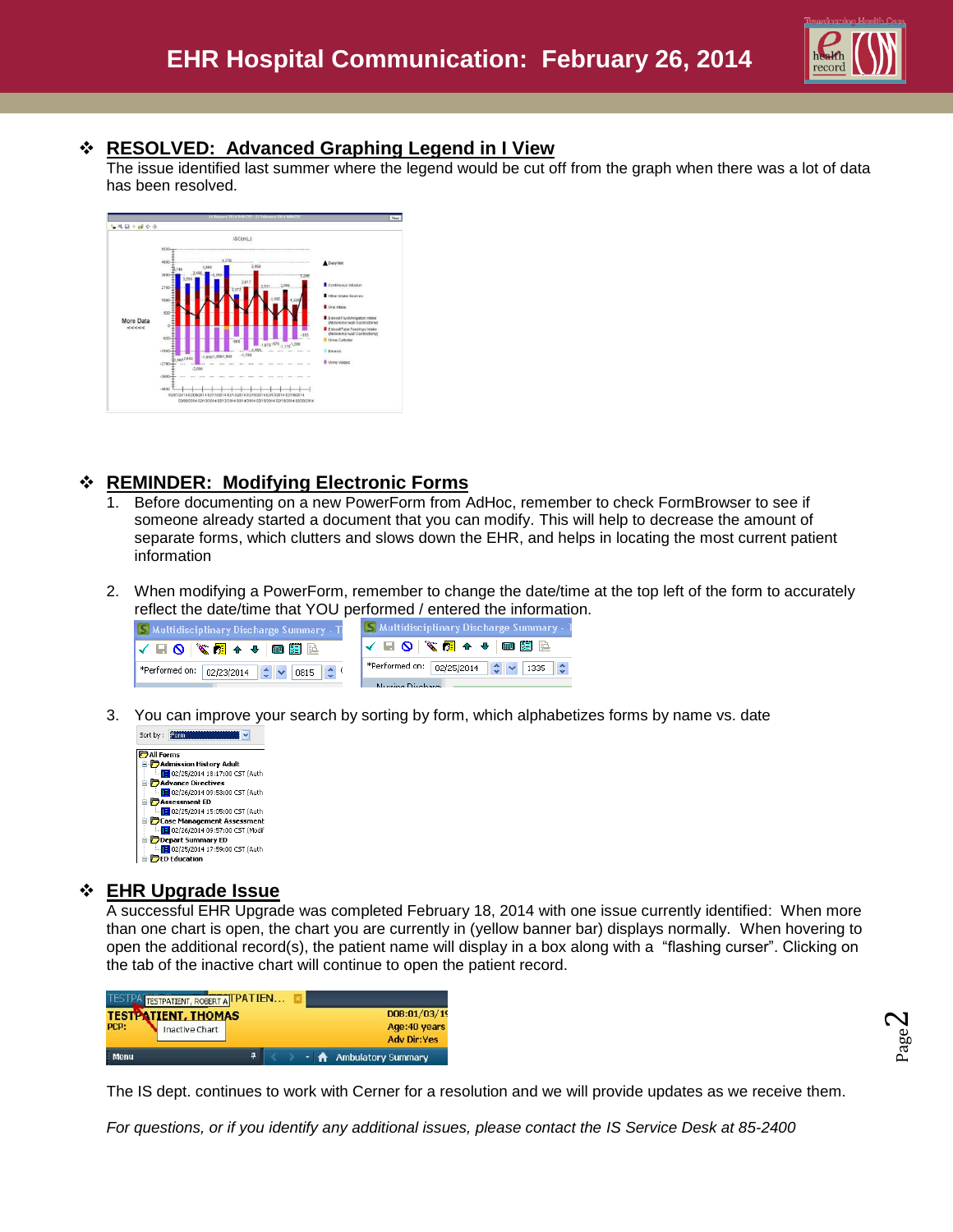# EHR Hospital Communication: February 26, 2014

## RESOLVED: Advanced Graphing Legend in I View

The issue identified last summer where the legend would be cut off from the graph when there was a lot of data has been resolved.

## REMINDER: Modifying Electronic Forms

1. Before documenting on a new PowerForm from AdHoc, remember to check FormBrowser to see if someone already started a document that you can modify. This will help to decrease the amount of separate forms, which clutters and slows down the EHR, and helps in locating the most current patient information

2. When modifying a PowerForm, remember to change the date/time at the top left of the form to accurately reflect the date/time that YOU performed / entered the information.

3. You can improve your search by sorting by form, which alphabetizes forms by name vs. date

## EHR Upgrade Issue

A successful EHR Upgrade was completed February 18, 2014 with one issue currently identified: When more than one chart is open, the chart you are currently in (yellow banner bar) displays normally. When hovering to open the additional record(s), the patient name will display in a box along with a "flashing curser". Clicking on the tab of the inactive chart will continue to open the patient record.

The IS dept. continues to work with Cerner for a resolution and we will provide updates as we receive them.

*For questions, or if you identify any additional issues, please contact the IS Service Desk at 85-2400*